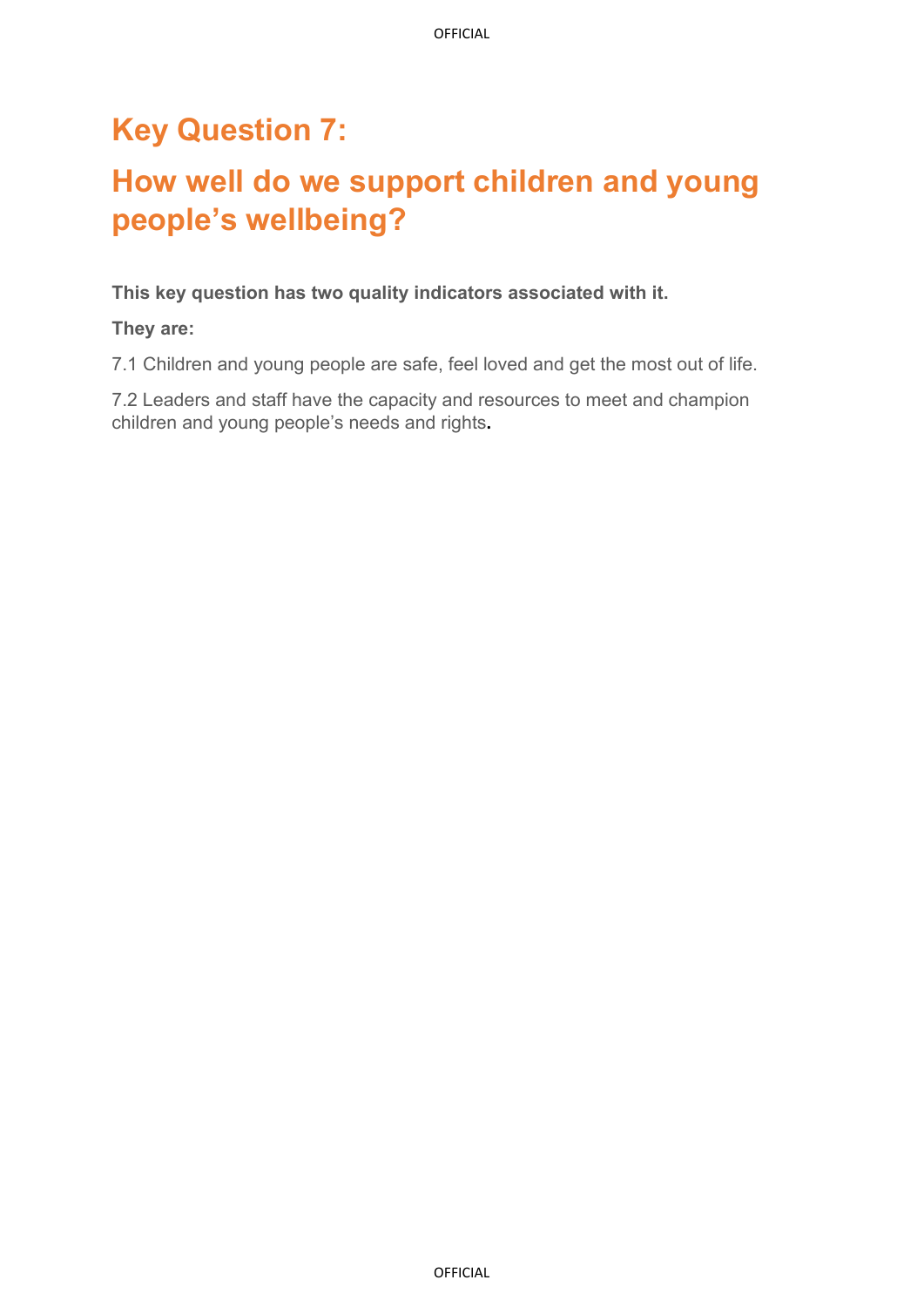# Key Question 7:

# How well do we support children and young people's wellbeing?

**This key question has two quality indicators associated with it.**

**They are:**

7.1 Children and young people are safe, feel loved and get the most out of life.

7.2 Leaders and staff have the capacity and resources to meet and champion children and young people's needs and rights.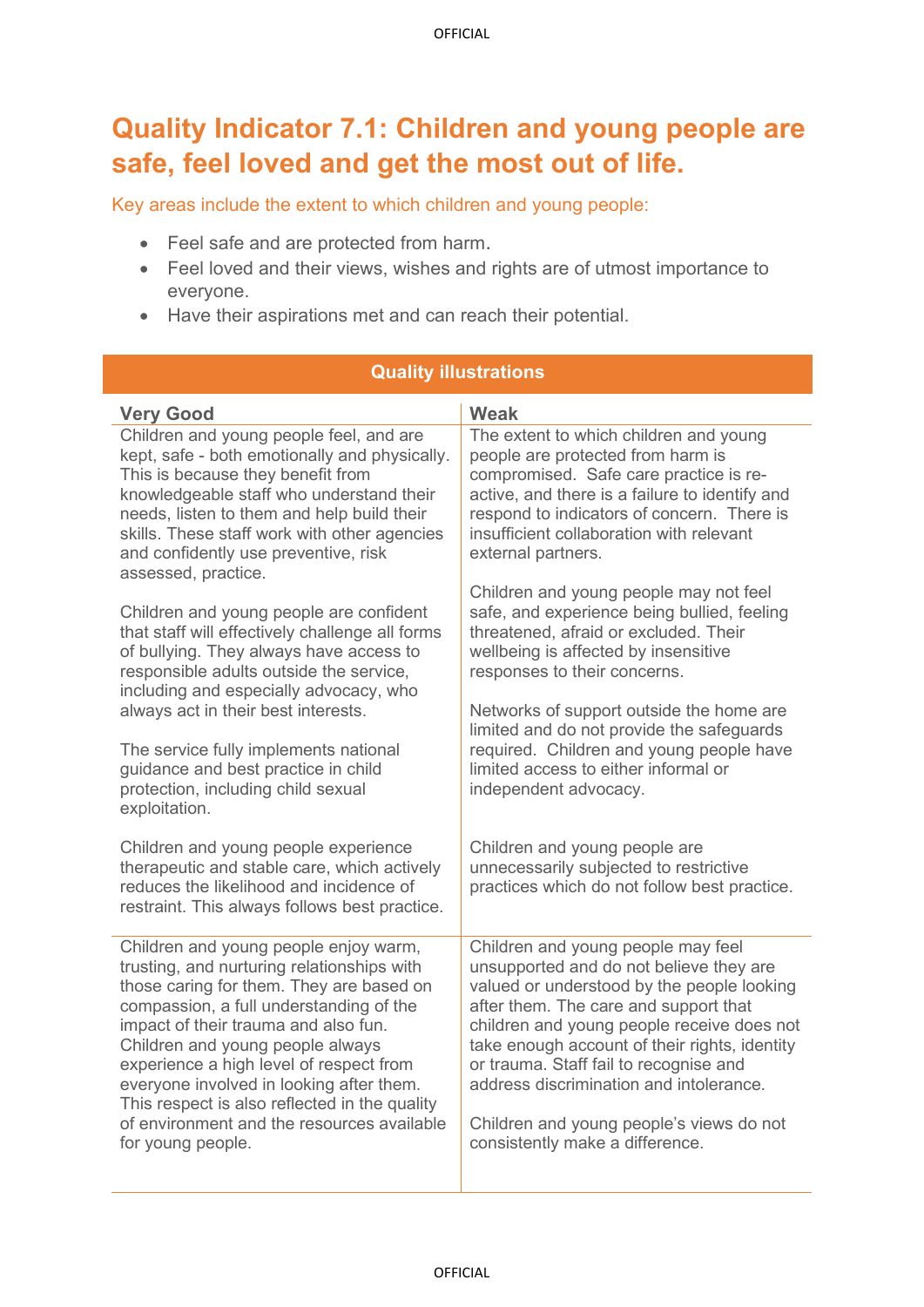# Quality Indicator 7.1: Children and young people are safe, feel loved and get the most out of life.

Key areas include the extent to which children and young people:

- Feel safe and are protected from harm.
- Feel loved and their views, wishes and rights are of utmost importance to everyone.
- Have their aspirations met and can reach their potential.

**Quality illustrations**

| Very Good | Weak |
| --- | --- |
| Children and young people feel, and are kept, safe - both emotionally and physically. This is because they benefit from knowledgeable staff who understand their needs, listen to them and help build their skills. These staff work with other agencies and confidently use preventive, risk assessed, practice.<br><br>Children and young people are confident that staff will effectively challenge all forms of bullying. They always have access to responsible adults outside the service, including and especially advocacy, who always act in their best interests.<br><br>The service fully implements national guidance and best practice in child protection, including child sexual exploitation.<br><br>Children and young people experience therapeutic and stable care, which actively reduces the likelihood and incidence of restraint. This always follows best practice. | The extent to which children and young people are protected from harm is compromised. Safe care practice is re-active, and there is a failure to identify and respond to indicators of concern. There is insufficient collaboration with relevant external partners.<br><br>Children and young people may not feel safe, and experience being bullied, feeling threatened, afraid or excluded. Their wellbeing is affected by insensitive responses to their concerns.<br><br>Networks of support outside the home are limited and do not provide the safeguards required. Children and young people have limited access to either informal or independent advocacy.<br><br>Children and young people are unnecessarily subjected to restrictive practices which do not follow best practice. |
| Children and young people enjoy warm, trusting, and nurturing relationships with those caring for them. They are based on compassion, a full understanding of the impact of their trauma and also fun. Children and young people always experience a high level of respect from everyone involved in looking after them. This respect is also reflected in the quality of environment and the resources available for young people. | Children and young people may feel unsupported and do not believe they are valued or understood by the people looking after them. The care and support that children and young people receive does not take enough account of their rights, identity or trauma. Staff fail to recognise and address discrimination and intolerance.<br><br>Children and young people's views do not consistently make a difference. |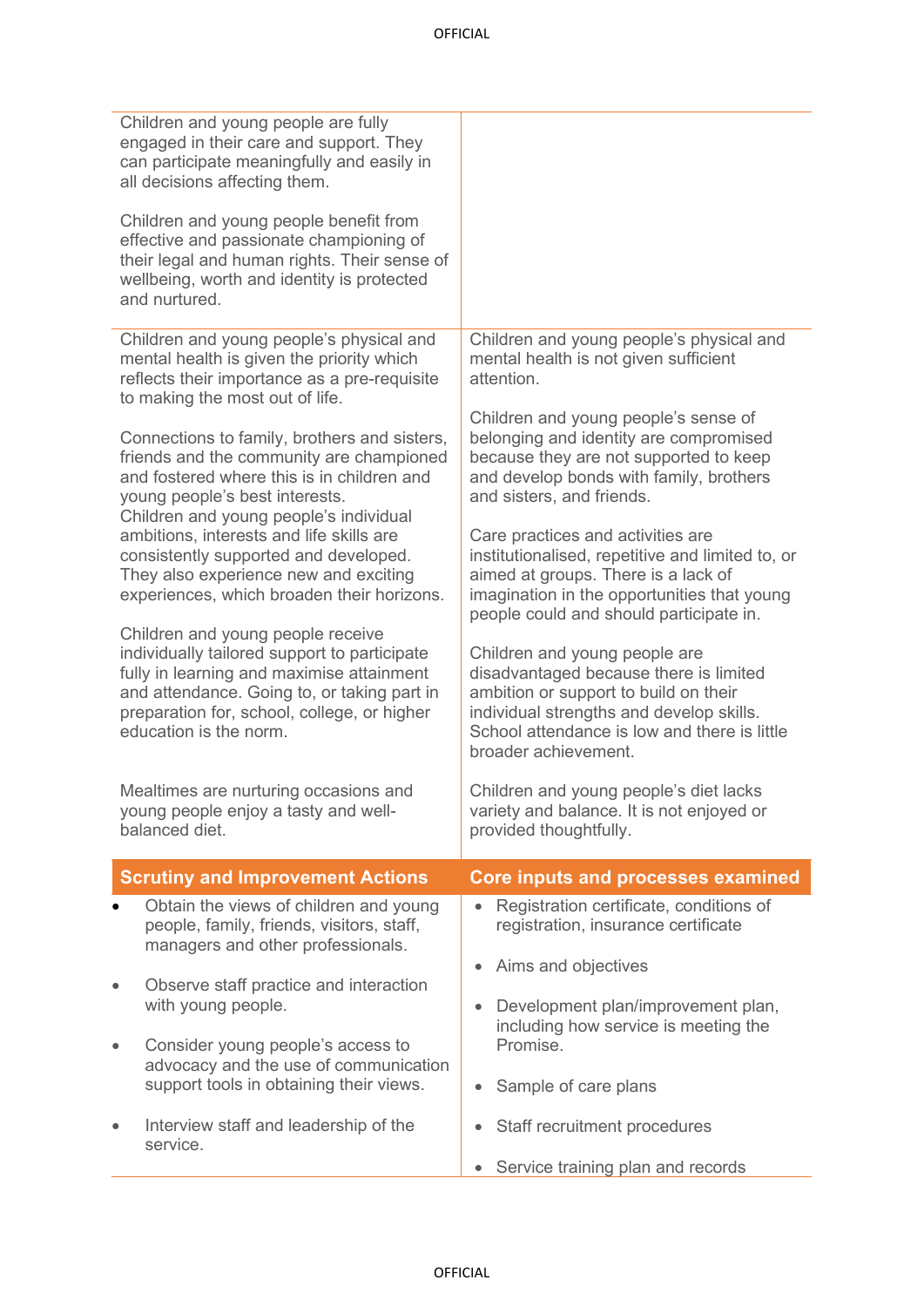| | |
|---|---|
| Children and young people are fully engaged in their care and support. They can participate meaningfully and easily in all decisions affecting them.<br><br>Children and young people benefit from effective and passionate championing of their legal and human rights. Their sense of wellbeing, worth and identity is protected and nurtured. | |
| Children and young people's physical and mental health is given the priority which reflects their importance as a pre-requisite to making the most out of life.<br><br>Connections to family, brothers and sisters, friends and the community are championed and fostered where this is in children and young people's best interests.<br>Children and young people's individual ambitions, interests and life skills are consistently supported and developed. They also experience new and exciting experiences, which broaden their horizons.<br><br>Children and young people receive individually tailored support to participate fully in learning and maximise attainment and attendance. Going to, or taking part in preparation for, school, college, or higher education is the norm.<br><br>Mealtimes are nurturing occasions and young people enjoy a tasty and well-balanced diet. | Children and young people's physical and mental health is not given sufficient attention.<br><br>Children and young people's sense of belonging and identity are compromised because they are not supported to keep and develop bonds with family, brothers and sisters, and friends.<br><br>Care practices and activities are institutionalised, repetitive and limited to, or aimed at groups. There is a lack of imagination in the opportunities that young people could and should participate in.<br><br>Children and young people are disadvantaged because there is limited ambition or support to build on their individual strengths and develop skills. School attendance is low and there is little broader achievement.<br><br>Children and young people's diet lacks variety and balance. It is not enjoyed or provided thoughtfully. |
| **Scrutiny and Improvement Actions** | **Core inputs and processes examined** |
| • Obtain the views of children and young people, family, friends, visitors, staff, managers and other professionals.<br><br>• Observe staff practice and interaction with young people.<br><br>• Consider young people's access to advocacy and the use of communication support tools in obtaining their views.<br><br>• Interview staff and leadership of the service. | • Registration certificate, conditions of registration, insurance certificate<br><br>• Aims and objectives<br><br>• Development plan/improvement plan, including how service is meeting the Promise.<br><br>• Sample of care plans<br><br>• Staff recruitment procedures<br><br>• Service training plan and records |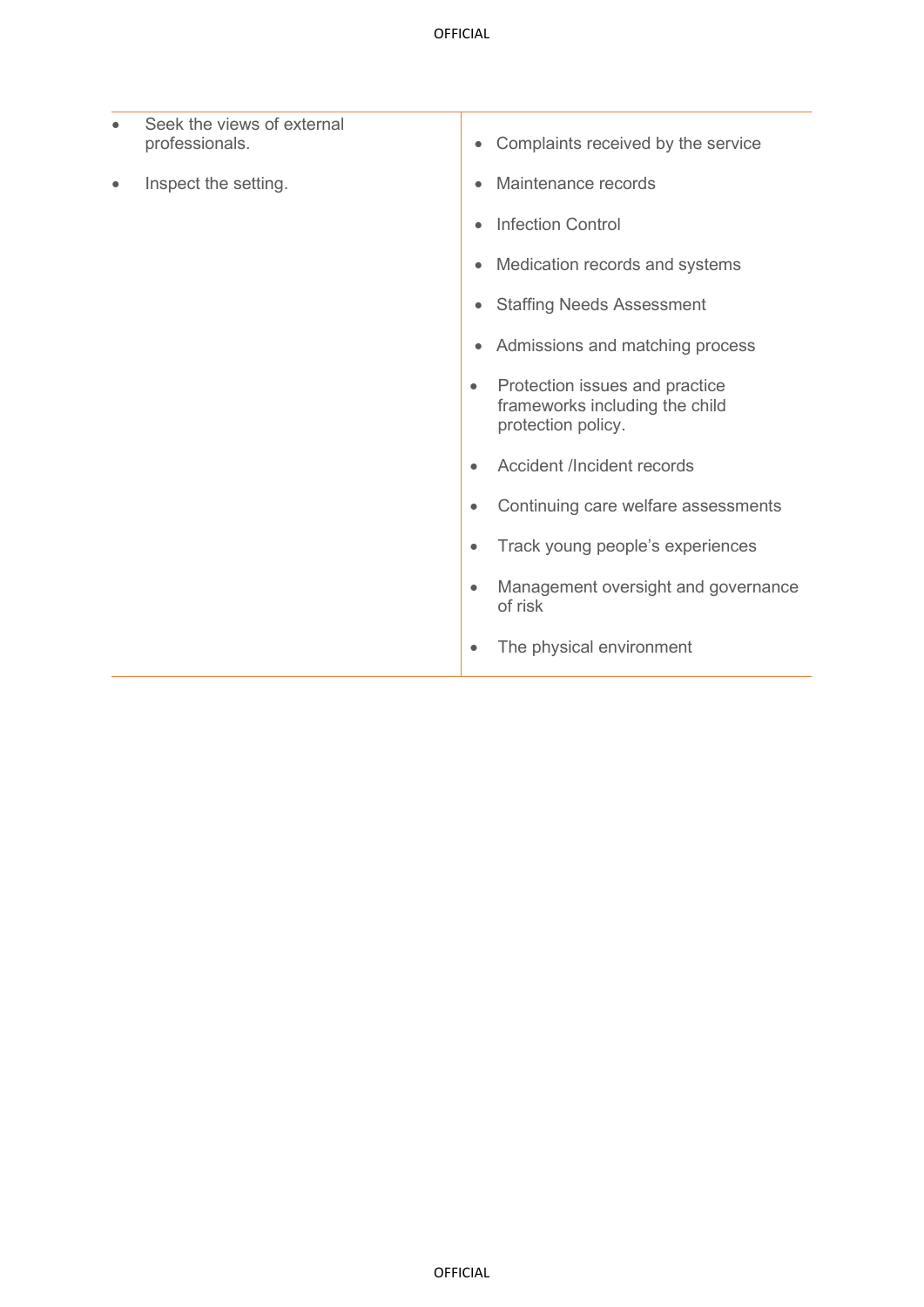| | |
|---|---|
| • Seek the views of external professionals.<br><br>• Inspect the setting. | • Complaints received by the service<br><br>• Maintenance records<br><br>• Infection Control<br><br>• Medication records and systems<br><br>• Staffing Needs Assessment<br><br>• Admissions and matching process<br><br>• Protection issues and practice frameworks including the child protection policy.<br><br>• Accident /Incident records<br><br>• Continuing care welfare assessments<br><br>• Track young people's experiences<br><br>• Management oversight and governance of risk<br><br>• The physical environment |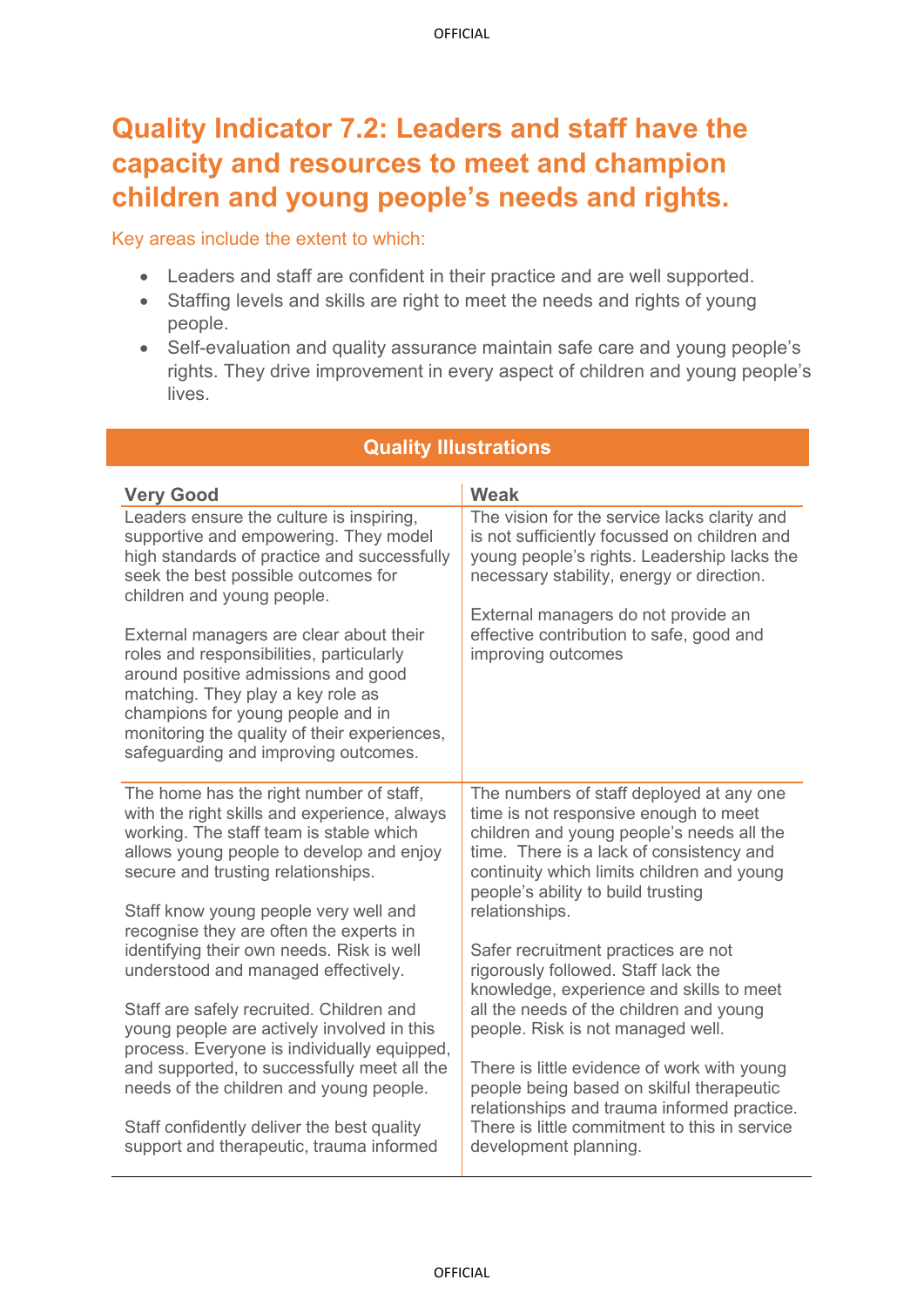# Quality Indicator 7.2: Leaders and staff have the capacity and resources to meet and champion children and young people's needs and rights.

Key areas include the extent to which:

- Leaders and staff are confident in their practice and are well supported.
- Staffing levels and skills are right to meet the needs and rights of young people.
- Self-evaluation and quality assurance maintain safe care and young people's rights. They drive improvement in every aspect of children and young people's lives.

**Quality Illustrations**

| Very Good | Weak |
|---|---|
| Leaders ensure the culture is inspiring, supportive and empowering. They model high standards of practice and successfully seek the best possible outcomes for children and young people.<br><br>External managers are clear about their roles and responsibilities, particularly around positive admissions and good matching. They play a key role as champions for young people and in monitoring the quality of their experiences, safeguarding and improving outcomes. | The vision for the service lacks clarity and is not sufficiently focussed on children and young people's rights. Leadership lacks the necessary stability, energy or direction.<br><br>External managers do not provide an effective contribution to safe, good and improving outcomes |
| The home has the right number of staff, with the right skills and experience, always working. The staff team is stable which allows young people to develop and enjoy secure and trusting relationships.<br><br>Staff know young people very well and recognise they are often the experts in identifying their own needs. Risk is well understood and managed effectively.<br><br>Staff are safely recruited. Children and young people are actively involved in this process. Everyone is individually equipped, and supported, to successfully meet all the needs of the children and young people.<br><br>Staff confidently deliver the best quality support and therapeutic, trauma informed | The numbers of staff deployed at any one time is not responsive enough to meet children and young people's needs all the time. There is a lack of consistency and continuity which limits children and young people's ability to build trusting relationships.<br><br>Safer recruitment practices are not rigorously followed. Staff lack the knowledge, experience and skills to meet all the needs of the children and young people. Risk is not managed well.<br><br>There is little evidence of work with young people being based on skilful therapeutic relationships and trauma informed practice. There is little commitment to this in service development planning. |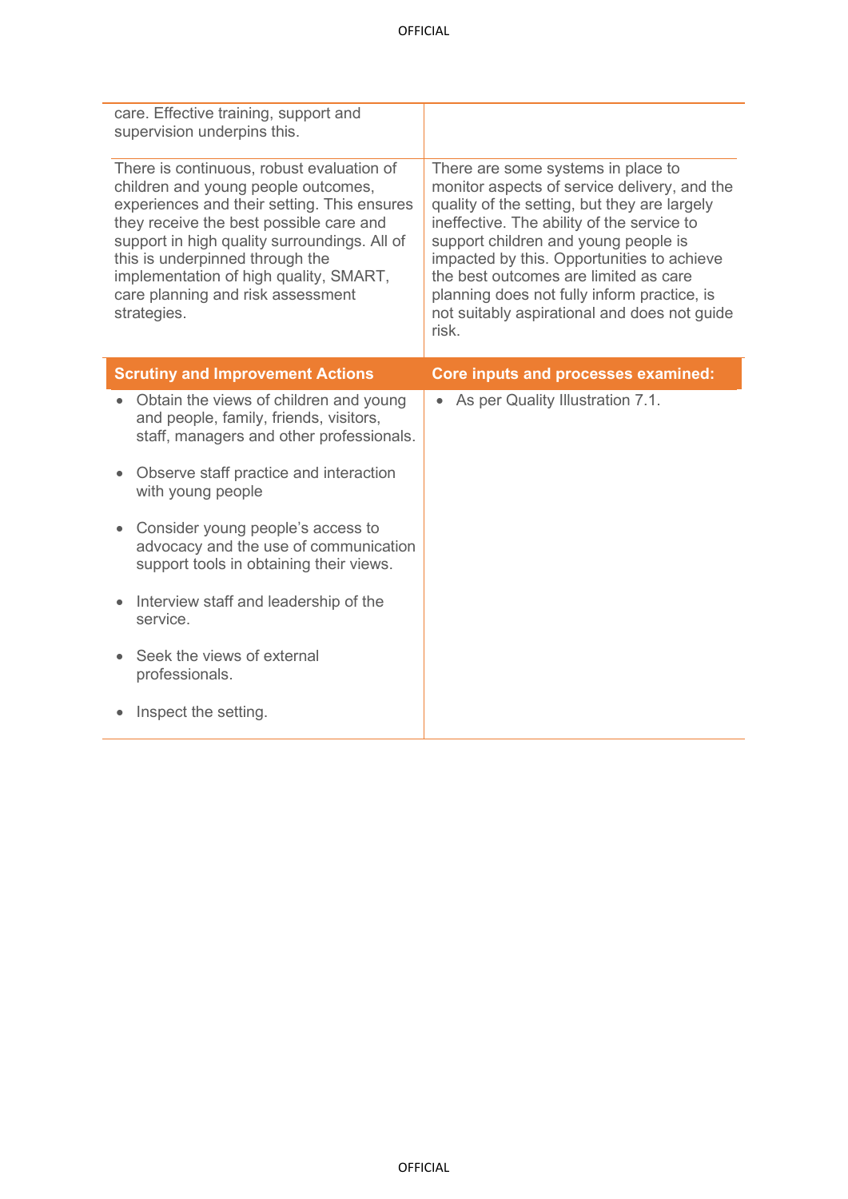| | |
|---|---|
| care. Effective training, support and supervision underpins this. | |
| There is continuous, robust evaluation of children and young people outcomes, experiences and their setting. This ensures they receive the best possible care and support in high quality surroundings. All of this is underpinned through the implementation of high quality, SMART, care planning and risk assessment strategies. | There are some systems in place to monitor aspects of service delivery, and the quality of the setting, but they are largely ineffective. The ability of the service to support children and young people is impacted by this. Opportunities to achieve the best outcomes are limited as care planning does not fully inform practice, is not suitably aspirational and does not guide risk. |

| Scrutiny and Improvement Actions | Core inputs and processes examined: |
|---|---|
| <ul><li>Obtain the views of children and young and people, family, friends, visitors, staff, managers and other professionals.</li><li>Observe staff practice and interaction with young people</li><li>Consider young people's access to advocacy and the use of communication support tools in obtaining their views.</li><li>Interview staff and leadership of the service.</li><li>Seek the views of external professionals.</li><li>Inspect the setting.</li></ul> | <ul><li>As per Quality Illustration 7.1.</li></ul> |